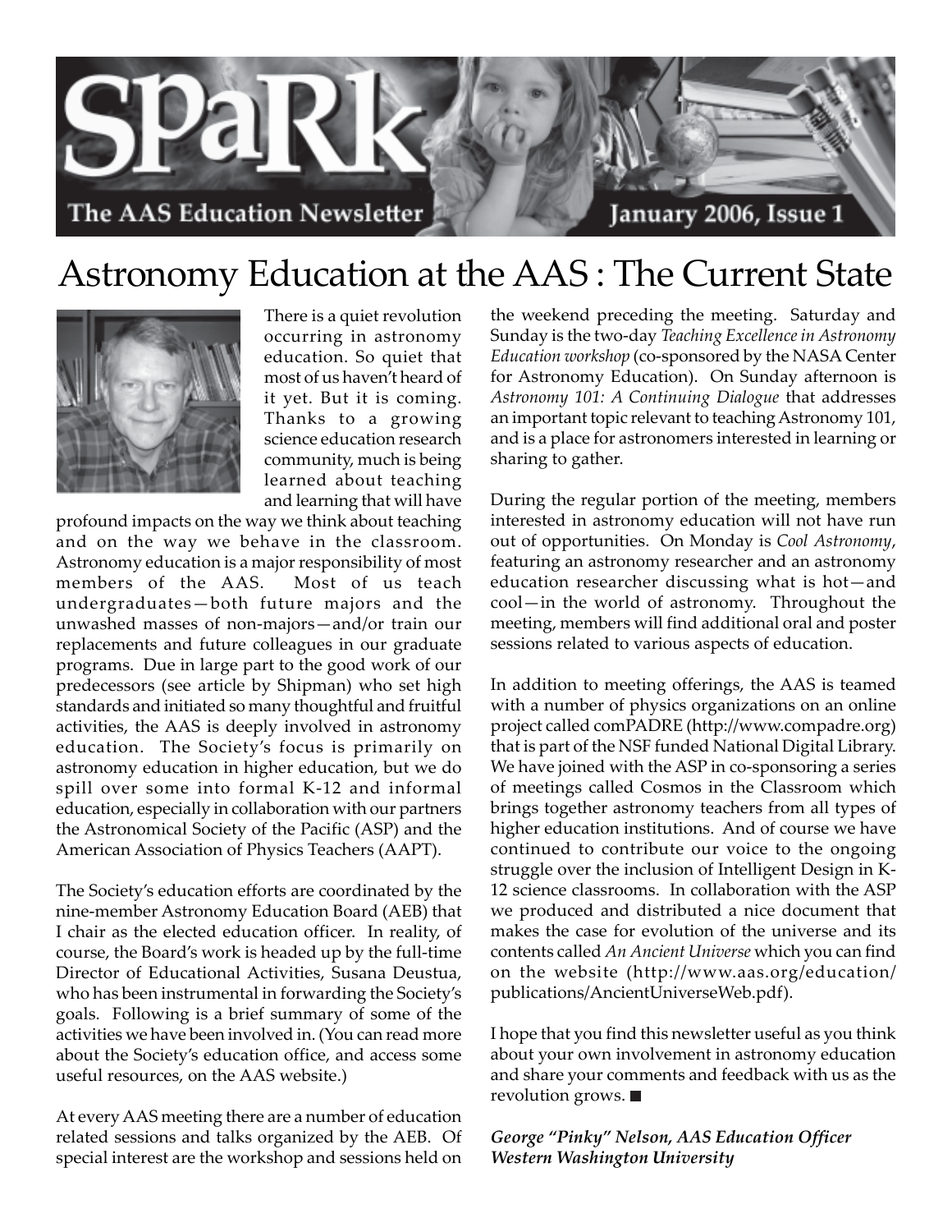# SPaRK

**The AAS Education Newsletter**

**January 2006, Issue 1**

# Astronomy Education at the AAS : The Current State

There is a quiet revolution occurring in astronomy education. So quiet that most of us haven't heard of it yet. But it is coming. Thanks to a growing science education research community, much is being learned about teaching and learning that will have profound impacts on the way we think about teaching and on the way we behave in the classroom. Astronomy education is a major responsibility of most members of the AAS. Most of us teach undergraduates—both future majors and the unwashed masses of non-majors—and/or train our replacements and future colleagues in our graduate programs. Due in large part to the good work of our predecessors (see article by Shipman) who set high standards and initiated so many thoughtful and fruitful activities, the AAS is deeply involved in astronomy education. The Society's focus is primarily on astronomy education in higher education, but we do spill over some into formal K-12 and informal education, especially in collaboration with our partners the Astronomical Society of the Pacific (ASP) and the American Association of Physics Teachers (AAPT).

The Society's education efforts are coordinated by the nine-member Astronomy Education Board (AEB) that I chair as the elected education officer. In reality, of course, the Board's work is headed up by the full-time Director of Educational Activities, Susana Deustua, who has been instrumental in forwarding the Society's goals. Following is a brief summary of some of the activities we have been involved in. (You can read more about the Society's education office, and access some useful resources, on the AAS website.)

At every AAS meeting there are a number of education related sessions and talks organized by the AEB. Of special interest are the workshop and sessions held on the weekend preceding the meeting. Saturday and Sunday is the two-day *Teaching Excellence in Astronomy Education workshop* (co-sponsored by the NASA Center for Astronomy Education). On Sunday afternoon is *Astronomy 101: A Continuing Dialogue* that addresses an important topic relevant to teaching Astronomy 101, and is a place for astronomers interested in learning or sharing to gather.

During the regular portion of the meeting, members interested in astronomy education will not have run out of opportunities. On Monday is *Cool Astronomy*, featuring an astronomy researcher and an astronomy education researcher discussing what is hot—and cool—in the world of astronomy. Throughout the meeting, members will find additional oral and poster sessions related to various aspects of education.

In addition to meeting offerings, the AAS is teamed with a number of physics organizations on an online project called comPADRE (http://www.compadre.org) that is part of the NSF funded National Digital Library. We have joined with the ASP in co-sponsoring a series of meetings called Cosmos in the Classroom which brings together astronomy teachers from all types of higher education institutions. And of course we have continued to contribute our voice to the ongoing struggle over the inclusion of Intelligent Design in K-12 science classrooms. In collaboration with the ASP we produced and distributed a nice document that makes the case for evolution of the universe and its contents called *An Ancient Universe* which you can find on the website (http://www.aas.org/education/publications/AncientUniverseWeb.pdf).

I hope that you find this newsletter useful as you think about your own involvement in astronomy education and share your comments and feedback with us as the revolution grows. ■

***George "Pinky" Nelson, AAS Education Officer***
***Western Washington University***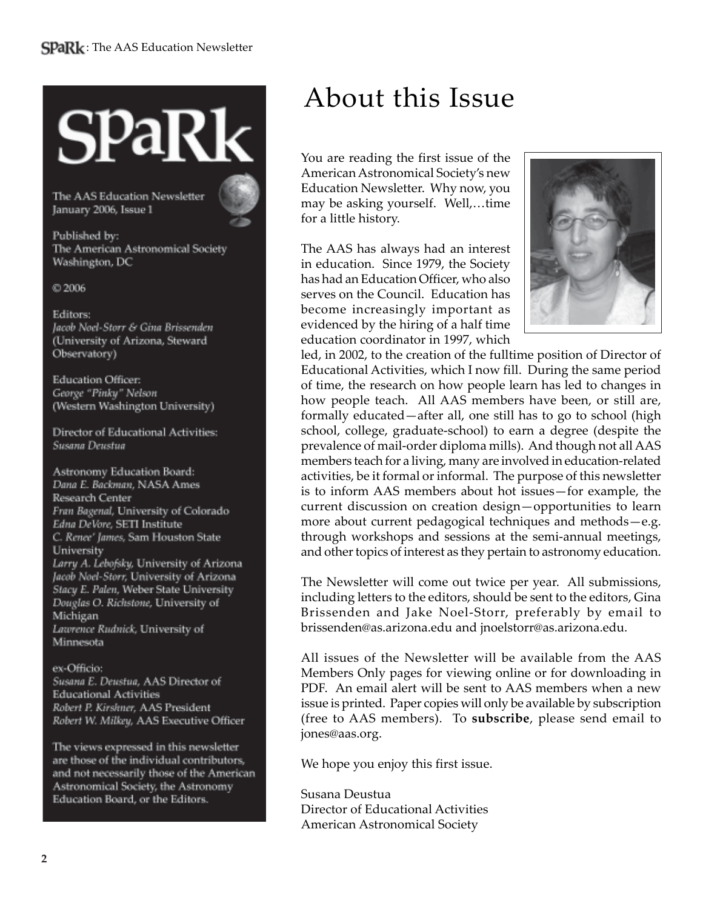# SPaRk

The AAS Education Newsletter
January 2006, Issue 1

Published by:
The American Astronomical Society
Washington, DC

© 2006

Editors:
*Jacob Noel-Storr & Gina Brissenden*
(University of Arizona, Steward Observatory)

Education Officer:
*George "Pinky" Nelson*
(Western Washington University)

Director of Educational Activities:
*Susana Deustua*

Astronomy Education Board:
*Dana E. Backman,* NASA Ames Research Center
*Fran Bagenal,* University of Colorado
*Edna DeVore,* SETI Institute
*C. Renee' James,* Sam Houston State University
*Larry A. Lebofsky,* University of Arizona
*Jacob Noel-Storr,* University of Arizona
*Stacy E. Palen,* Weber State University
*Douglas O. Richstone,* University of Michigan
*Lawrence Rudnick,* University of Minnesota

ex-Officio:
*Susana E. Deustua,* AAS Director of Educational Activities
*Robert P. Kirshner,* AAS President
*Robert W. Milkey,* AAS Executive Officer

The views expressed in this newsletter are those of the individual contributors, and not necessarily those of the American Astronomical Society, the Astronomy Education Board, or the Editors.

# About this Issue

You are reading the first issue of the American Astronomical Society's new Education Newsletter. Why now, you may be asking yourself. Well,…time for a little history.

The AAS has always had an interest in education. Since 1979, the Society has had an Education Officer, who also serves on the Council. Education has become increasingly important as evidenced by the hiring of a half time education coordinator in 1997, which led, in 2002, to the creation of the fulltime position of Director of Educational Activities, which I now fill. During the same period of time, the research on how people learn has led to changes in how people teach. All AAS members have been, or still are, formally educated—after all, one still has to go to school (high school, college, graduate-school) to earn a degree (despite the prevalence of mail-order diploma mills). And though not all AAS members teach for a living, many are involved in education-related activities, be it formal or informal. The purpose of this newsletter is to inform AAS members about hot issues—for example, the current discussion on creation design—opportunities to learn more about current pedagogical techniques and methods—e.g. through workshops and sessions at the semi-annual meetings, and other topics of interest as they pertain to astronomy education.

The Newsletter will come out twice per year. All submissions, including letters to the editors, should be sent to the editors, Gina Brissenden and Jake Noel-Storr, preferably by email to brissenden@as.arizona.edu and jnoelstorr@as.arizona.edu.

All issues of the Newsletter will be available from the AAS Members Only pages for viewing online or for downloading in PDF. An email alert will be sent to AAS members when a new issue is printed. Paper copies will only be available by subscription (free to AAS members). To **subscribe**, please send email to jones@aas.org.

We hope you enjoy this first issue.

Susana Deustua
Director of Educational Activities
American Astronomical Society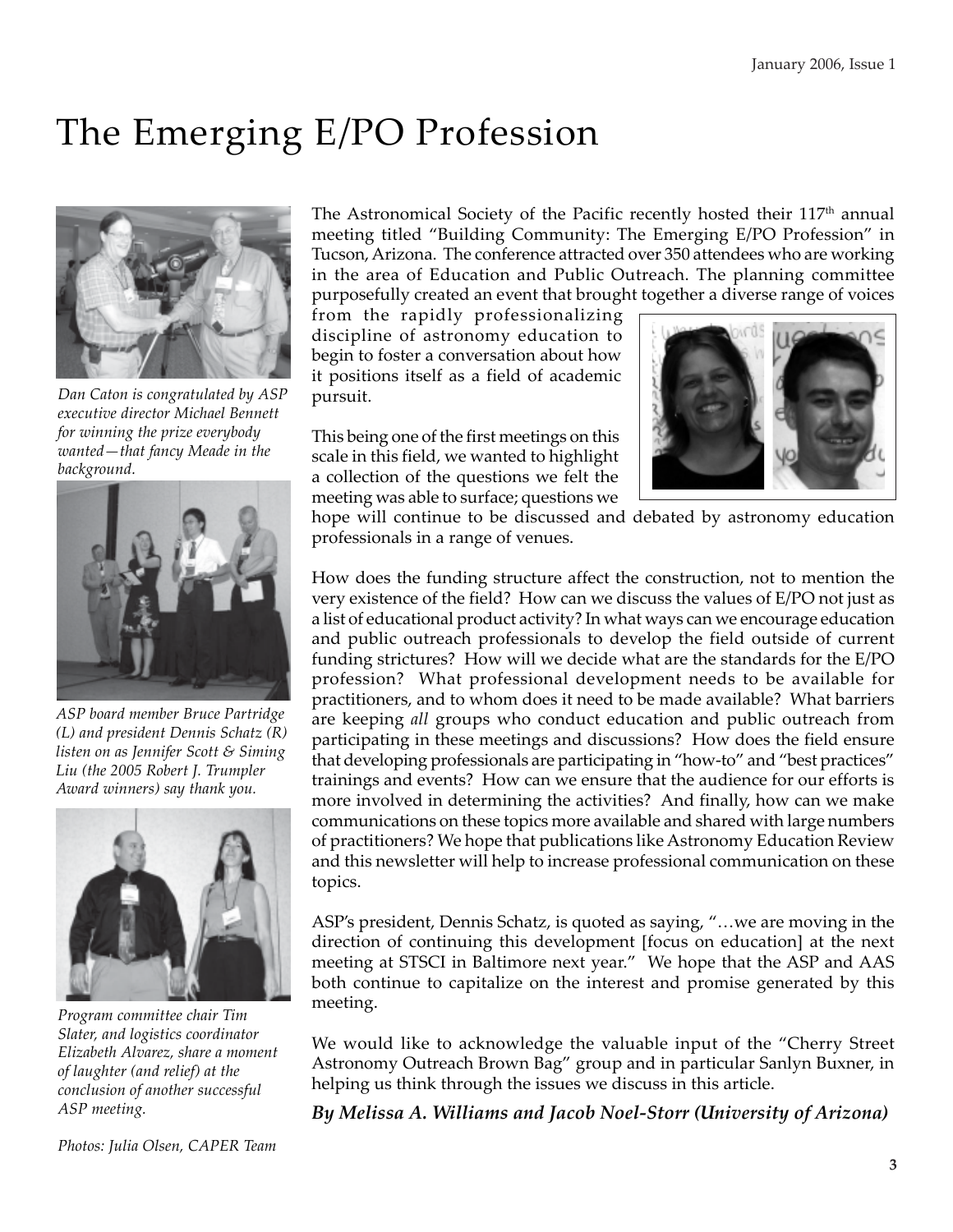# The Emerging E/PO Profession

*Dan Caton is congratulated by ASP executive director Michael Bennett for winning the prize everybody wanted—that fancy Meade in the background.*

*ASP board member Bruce Partridge (L) and president Dennis Schatz (R) listen on as Jennifer Scott & Siming Liu (the 2005 Robert J. Trumpler Award winners) say thank you.*

*Program committee chair Tim Slater, and logistics coordinator Elizabeth Alvarez, share a moment of laughter (and relief) at the conclusion of another successful ASP meeting.*

*Photos: Julia Olsen, CAPER Team*

The Astronomical Society of the Pacific recently hosted their 117th annual meeting titled "Building Community: The Emerging E/PO Profession" in Tucson, Arizona. The conference attracted over 350 attendees who are working in the area of Education and Public Outreach. The planning committee purposefully created an event that brought together a diverse range of voices from the rapidly professionalizing discipline of astronomy education to begin to foster a conversation about how it positions itself as a field of academic pursuit.

This being one of the first meetings on this scale in this field, we wanted to highlight a collection of the questions we felt the meeting was able to surface; questions we hope will continue to be discussed and debated by astronomy education professionals in a range of venues.

How does the funding structure affect the construction, not to mention the very existence of the field? How can we discuss the values of E/PO not just as a list of educational product activity? In what ways can we encourage education and public outreach professionals to develop the field outside of current funding strictures? How will we decide what are the standards for the E/PO profession? What professional development needs to be available for practitioners, and to whom does it need to be made available? What barriers are keeping *all* groups who conduct education and public outreach from participating in these meetings and discussions? How does the field ensure that developing professionals are participating in "how-to" and "best practices" trainings and events? How can we ensure that the audience for our efforts is more involved in determining the activities? And finally, how can we make communications on these topics more available and shared with large numbers of practitioners? We hope that publications like Astronomy Education Review and this newsletter will help to increase professional communication on these topics.

ASP's president, Dennis Schatz, is quoted as saying, "…we are moving in the direction of continuing this development [focus on education] at the next meeting at STSCI in Baltimore next year." We hope that the ASP and AAS both continue to capitalize on the interest and promise generated by this meeting.

We would like to acknowledge the valuable input of the "Cherry Street Astronomy Outreach Brown Bag" group and in particular Sanlyn Buxner, in helping us think through the issues we discuss in this article.

***By Melissa A. Williams and Jacob Noel-Storr (University of Arizona)***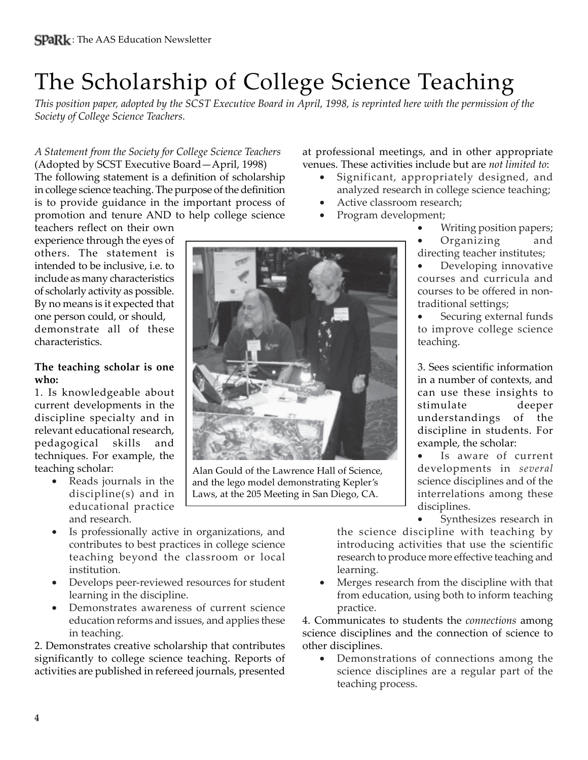# The Scholarship of College Science Teaching

*This position paper, adopted by the SCST Executive Board in April, 1998, is reprinted here with the permission of the Society of College Science Teachers.*

*A Statement from the Society for College Science Teachers*
(Adopted by SCST Executive Board—April, 1998)

The following statement is a definition of scholarship in college science teaching. The purpose of the definition is to provide guidance in the important process of promotion and tenure AND to help college science teachers reflect on their own experience through the eyes of others. The statement is intended to be inclusive, i.e. to include as many characteristics of scholarly activity as possible. By no means is it expected that one person could, or should, demonstrate all of these characteristics.

**The teaching scholar is one who:**

1. Is knowledgeable about current developments in the discipline specialty and in relevant educational research, pedagogical skills and techniques. For example, the teaching scholar:
   - Reads journals in the discipline(s) and in educational practice and research.
   - Is professionally active in organizations, and contributes to best practices in college science teaching beyond the classroom or local institution.
   - Develops peer-reviewed resources for student learning in the discipline.
   - Demonstrates awareness of current science education reforms and issues, and applies these in teaching.

2. Demonstrates creative scholarship that contributes significantly to college science teaching. Reports of activities are published in refereed journals, presented at professional meetings, and in other appropriate venues. These activities include but are *not limited to*:
   - Significant, appropriately designed, and analyzed research in college science teaching;
   - Active classroom research;
   - Program development;
   - Writing position papers;
   - Organizing and directing teacher institutes;
   - Developing innovative courses and curricula and courses to be offered in non-traditional settings;
   - Securing external funds to improve college science teaching.

Alan Gould of the Lawrence Hall of Science, and the lego model demonstrating Kepler's Laws, at the 205 Meeting in San Diego, CA.

3. Sees scientific information in a number of contexts, and can use these insights to stimulate deeper understandings of the discipline in students. For example, the scholar:
   - Is aware of current developments in *several* science disciplines and of the interrelations among these disciplines.
   - Synthesizes research in the science discipline with teaching by introducing activities that use the scientific research to produce more effective teaching and learning.
   - Merges research from the discipline with that from education, using both to inform teaching practice.

4. Communicates to students the *connections* among science disciplines and the connection of science to other disciplines.
   - Demonstrations of connections among the science disciplines are a regular part of the teaching process.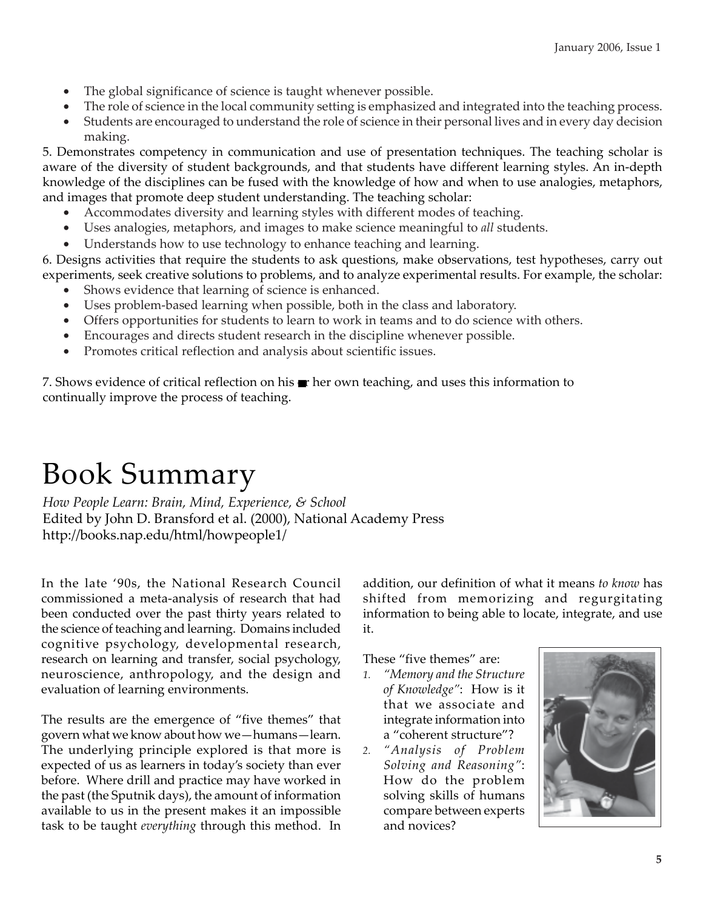- The global significance of science is taught whenever possible.
- The role of science in the local community setting is emphasized and integrated into the teaching process.
- Students are encouraged to understand the role of science in their personal lives and in every day decision making.

5. Demonstrates competency in communication and use of presentation techniques. The teaching scholar is aware of the diversity of student backgrounds, and that students have different learning styles. An in-depth knowledge of the disciplines can be fused with the knowledge of how and when to use analogies, metaphors, and images that promote deep student understanding. The teaching scholar:

- Accommodates diversity and learning styles with different modes of teaching.
- Uses analogies, metaphors, and images to make science meaningful to *all* students.
- Understands how to use technology to enhance teaching and learning.

6. Designs activities that require the students to ask questions, make observations, test hypotheses, carry out experiments, seek creative solutions to problems, and to analyze experimental results. For example, the scholar:

- Shows evidence that learning of science is enhanced.
- Uses problem-based learning when possible, both in the class and laboratory.
- Offers opportunities for students to learn to work in teams and to do science with others.
- Encourages and directs student research in the discipline whenever possible.
- Promotes critical reflection and analysis about scientific issues.

7. Shows evidence of critical reflection on his or her own teaching, and uses this information to continually improve the process of teaching.

# Book Summary

*How People Learn: Brain, Mind, Experience, & School*
Edited by John D. Bransford et al. (2000), National Academy Press
http://books.nap.edu/html/howpeople1/

In the late '90s, the National Research Council commissioned a meta-analysis of research that had been conducted over the past thirty years related to the science of teaching and learning. Domains included cognitive psychology, developmental research, research on learning and transfer, social psychology, neuroscience, anthropology, and the design and evaluation of learning environments.

The results are the emergence of "five themes" that govern what we know about how we—humans—learn. The underlying principle explored is that more is expected of us as learners in today's society than ever before. Where drill and practice may have worked in the past (the Sputnik days), the amount of information available to us in the present makes it an impossible task to be taught *everything* through this method. In addition, our definition of what it means *to know* has shifted from memorizing and regurgitating information to being able to locate, integrate, and use it.

These "five themes" are:

1. *"Memory and the Structure of Knowledge"*: How is it that we associate and integrate information into a "coherent structure"?
2. *"Analysis of Problem Solving and Reasoning"*: How do the problem solving skills of humans compare between experts and novices?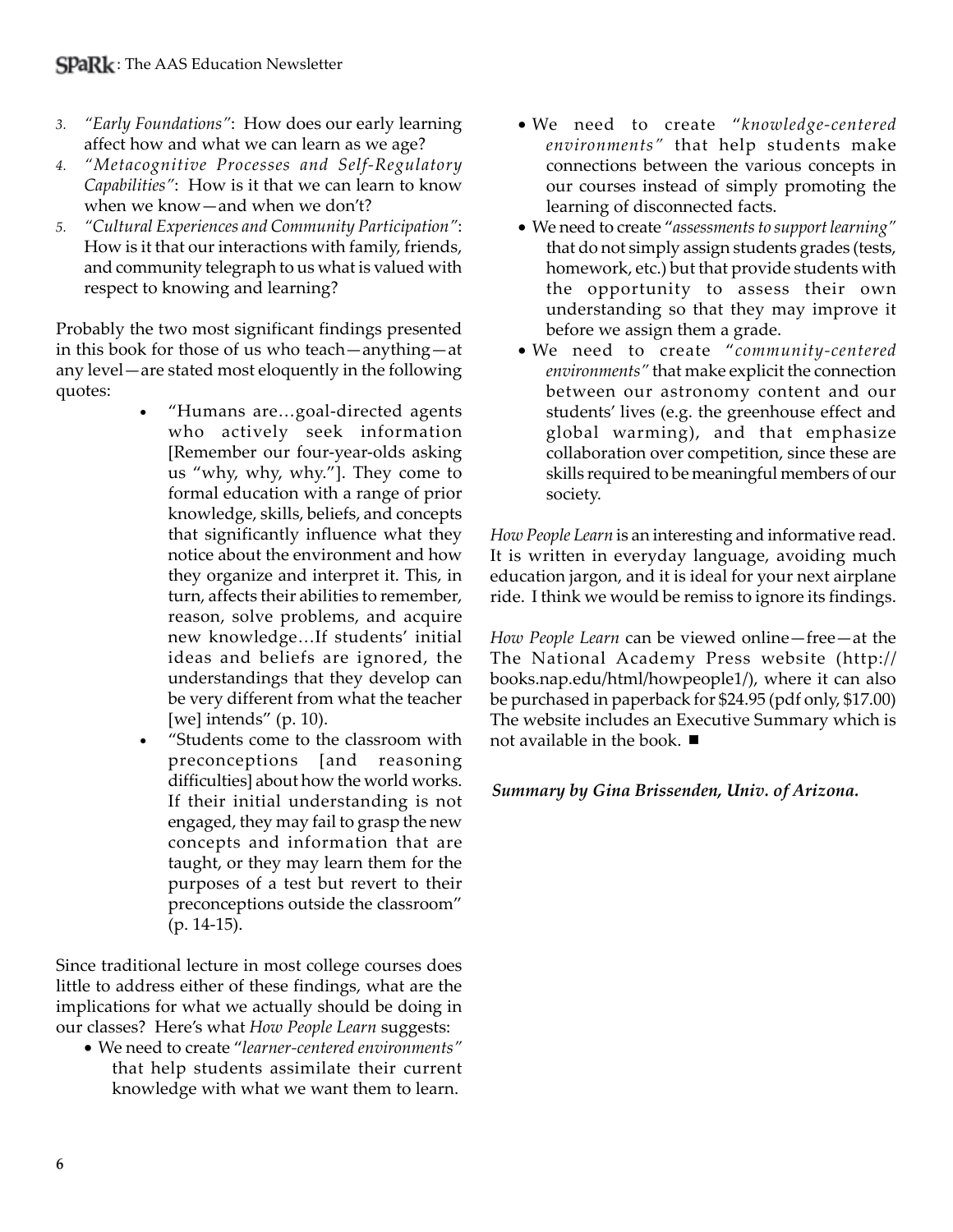3. *"Early Foundations"*: How does our early learning affect how and what we can learn as we age?
4. *"Metacognitive Processes and Self-Regulatory Capabilities"*: How is it that we can learn to know when we know—and when we don't?
5. *"Cultural Experiences and Community Participation"*: How is it that our interactions with family, friends, and community telegraph to us what is valued with respect to knowing and learning?

Probably the two most significant findings presented in this book for those of us who teach—anything—at any level—are stated most eloquently in the following quotes:

- "Humans are…goal-directed agents who actively seek information [Remember our four-year-olds asking us "why, why, why."]. They come to formal education with a range of prior knowledge, skills, beliefs, and concepts that significantly influence what they notice about the environment and how they organize and interpret it. This, in turn, affects their abilities to remember, reason, solve problems, and acquire new knowledge…If students' initial ideas and beliefs are ignored, the understandings that they develop can be very different from what the teacher [we] intends" (p. 10).
- "Students come to the classroom with preconceptions [and reasoning difficulties] about how the world works. If their initial understanding is not engaged, they may fail to grasp the new concepts and information that are taught, or they may learn them for the purposes of a test but revert to their preconceptions outside the classroom" (p. 14-15).

Since traditional lecture in most college courses does little to address either of these findings, what are the implications for what we actually should be doing in our classes? Here's what *How People Learn* suggests:

- We need to create "*learner-centered environments"* that help students assimilate their current knowledge with what we want them to learn.
- We need to create "*knowledge-centered environments"* that help students make connections between the various concepts in our courses instead of simply promoting the learning of disconnected facts.
- We need to create "*assessments to support learning"* that do not simply assign students grades (tests, homework, etc.) but that provide students with the opportunity to assess their own understanding so that they may improve it before we assign them a grade.
- We need to create "*community-centered environments"* that make explicit the connection between our astronomy content and our students' lives (e.g. the greenhouse effect and global warming), and that emphasize collaboration over competition, since these are skills required to be meaningful members of our society.

*How People Learn* is an interesting and informative read. It is written in everyday language, avoiding much education jargon, and it is ideal for your next airplane ride. I think we would be remiss to ignore its findings.

*How People Learn* can be viewed online—free—at the The National Academy Press website (http://books.nap.edu/html/howpeople1/), where it can also be purchased in paperback for $24.95 (pdf only, $17.00) The website includes an Executive Summary which is not available in the book. ■

***Summary by Gina Brissenden, Univ. of Arizona.***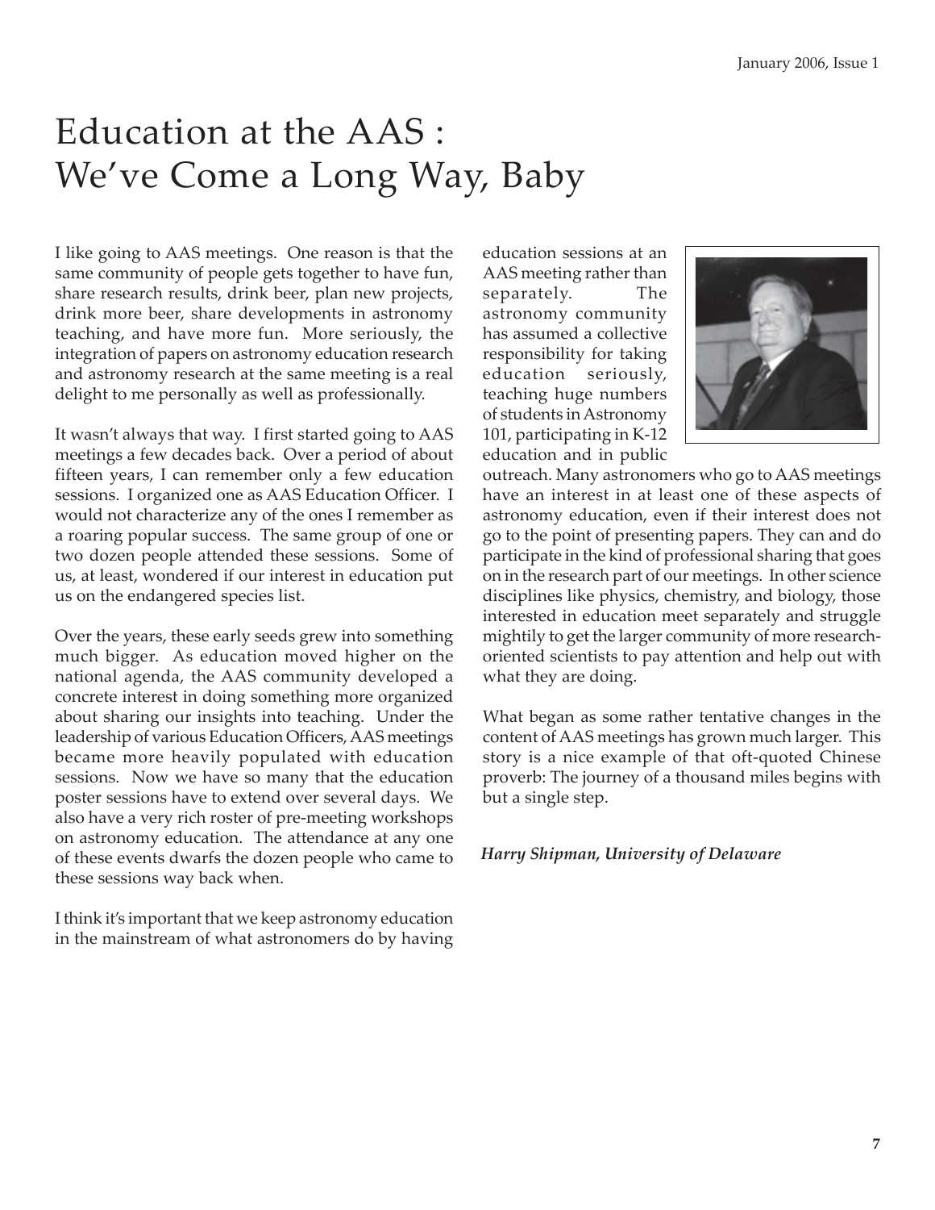# Education at the AAS : We've Come a Long Way, Baby

I like going to AAS meetings. One reason is that the same community of people gets together to have fun, share research results, drink beer, plan new projects, drink more beer, share developments in astronomy teaching, and have more fun. More seriously, the integration of papers on astronomy education research and astronomy research at the same meeting is a real delight to me personally as well as professionally.

It wasn't always that way. I first started going to AAS meetings a few decades back. Over a period of about fifteen years, I can remember only a few education sessions. I organized one as AAS Education Officer. I would not characterize any of the ones I remember as a roaring popular success. The same group of one or two dozen people attended these sessions. Some of us, at least, wondered if our interest in education put us on the endangered species list.

Over the years, these early seeds grew into something much bigger. As education moved higher on the national agenda, the AAS community developed a concrete interest in doing something more organized about sharing our insights into teaching. Under the leadership of various Education Officers, AAS meetings became more heavily populated with education sessions. Now we have so many that the education poster sessions have to extend over several days. We also have a very rich roster of pre-meeting workshops on astronomy education. The attendance at any one of these events dwarfs the dozen people who came to these sessions way back when.

I think it's important that we keep astronomy education in the mainstream of what astronomers do by having education sessions at an AAS meeting rather than separately. The astronomy community has assumed a collective responsibility for taking education seriously, teaching huge numbers of students in Astronomy 101, participating in K-12 education and in public outreach. Many astronomers who go to AAS meetings have an interest in at least one of these aspects of astronomy education, even if their interest does not go to the point of presenting papers. They can and do participate in the kind of professional sharing that goes on in the research part of our meetings. In other science disciplines like physics, chemistry, and biology, those interested in education meet separately and struggle mightily to get the larger community of more research-oriented scientists to pay attention and help out with what they are doing.

What began as some rather tentative changes in the content of AAS meetings has grown much larger. This story is a nice example of that oft-quoted Chinese proverb: The journey of a thousand miles begins with but a single step.

***Harry Shipman, University of Delaware***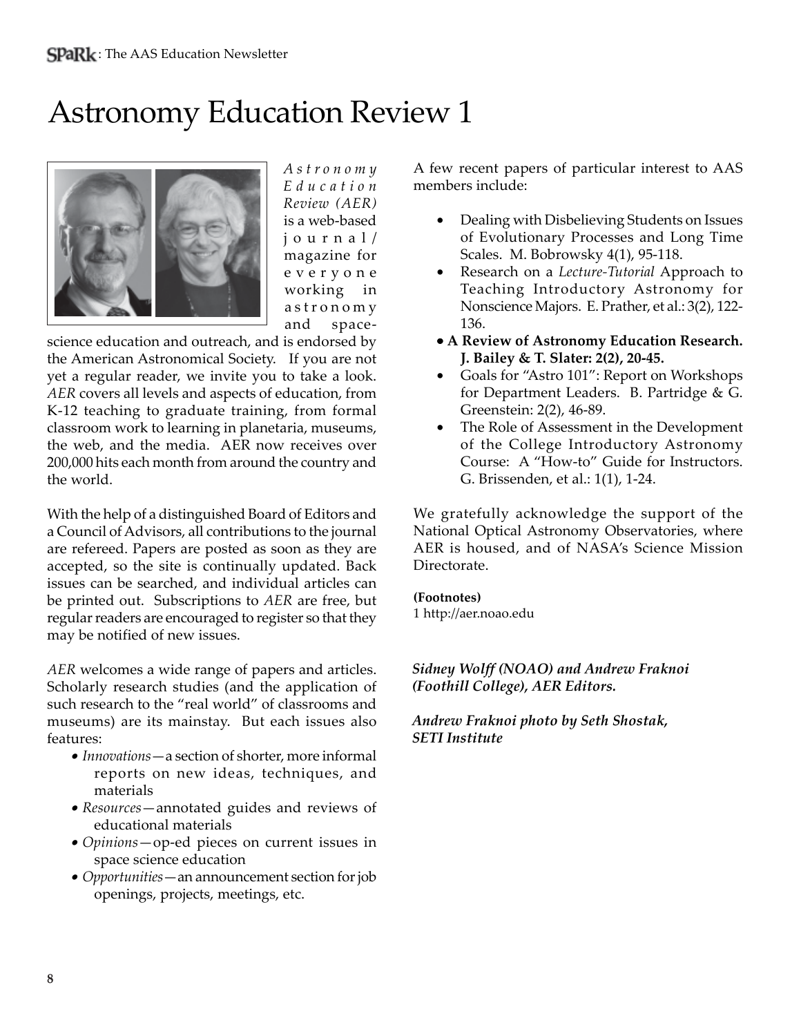# Astronomy Education Review [1]

*Astronomy Education Review (AER)* is a web-based journal/magazine for everyone working in astronomy and space-science education and outreach, and is endorsed by the American Astronomical Society. If you are not yet a regular reader, we invite you to take a look. *AER* covers all levels and aspects of education, from K-12 teaching to graduate training, from formal classroom work to learning in planetaria, museums, the web, and the media. AER now receives over 200,000 hits each month from around the country and the world.

With the help of a distinguished Board of Editors and a Council of Advisors, all contributions to the journal are refereed. Papers are posted as soon as they are accepted, so the site is continually updated. Back issues can be searched, and individual articles can be printed out. Subscriptions to *AER* are free, but regular readers are encouraged to register so that they may be notified of new issues.

*AER* welcomes a wide range of papers and articles. Scholarly research studies (and the application of such research to the "real world" of classrooms and museums) are its mainstay. But each issues also features:

- *Innovations*—a section of shorter, more informal reports on new ideas, techniques, and materials
- *Resources*—annotated guides and reviews of educational materials
- *Opinions*—op-ed pieces on current issues in space science education
- *Opportunities*—an announcement section for job openings, projects, meetings, etc.

A few recent papers of particular interest to AAS members include:

- Dealing with Disbelieving Students on Issues of Evolutionary Processes and Long Time Scales. M. Bobrowsky 4(1), 95-118.
- Research on a *Lecture-Tutorial* Approach to Teaching Introductory Astronomy for Nonscience Majors. E. Prather, et al.: 3(2), 122-136.
- **A Review of Astronomy Education Research. J. Bailey & T. Slater: 2(2), 20-45.**
- Goals for "Astro 101": Report on Workshops for Department Leaders. B. Partridge & G. Greenstein: 2(2), 46-89.
- The Role of Assessment in the Development of the College Introductory Astronomy Course: A "How-to" Guide for Instructors. G. Brissenden, et al.: 1(1), 1-24.

We gratefully acknowledge the support of the National Optical Astronomy Observatories, where AER is housed, and of NASA's Science Mission Directorate.

**(Footnotes)**

1 http://aer.noao.edu

***Sidney Wolff (NOAO) and Andrew Fraknoi (Foothill College), AER Editors.***

***Andrew Fraknoi photo by Seth Shostak, SETI Institute***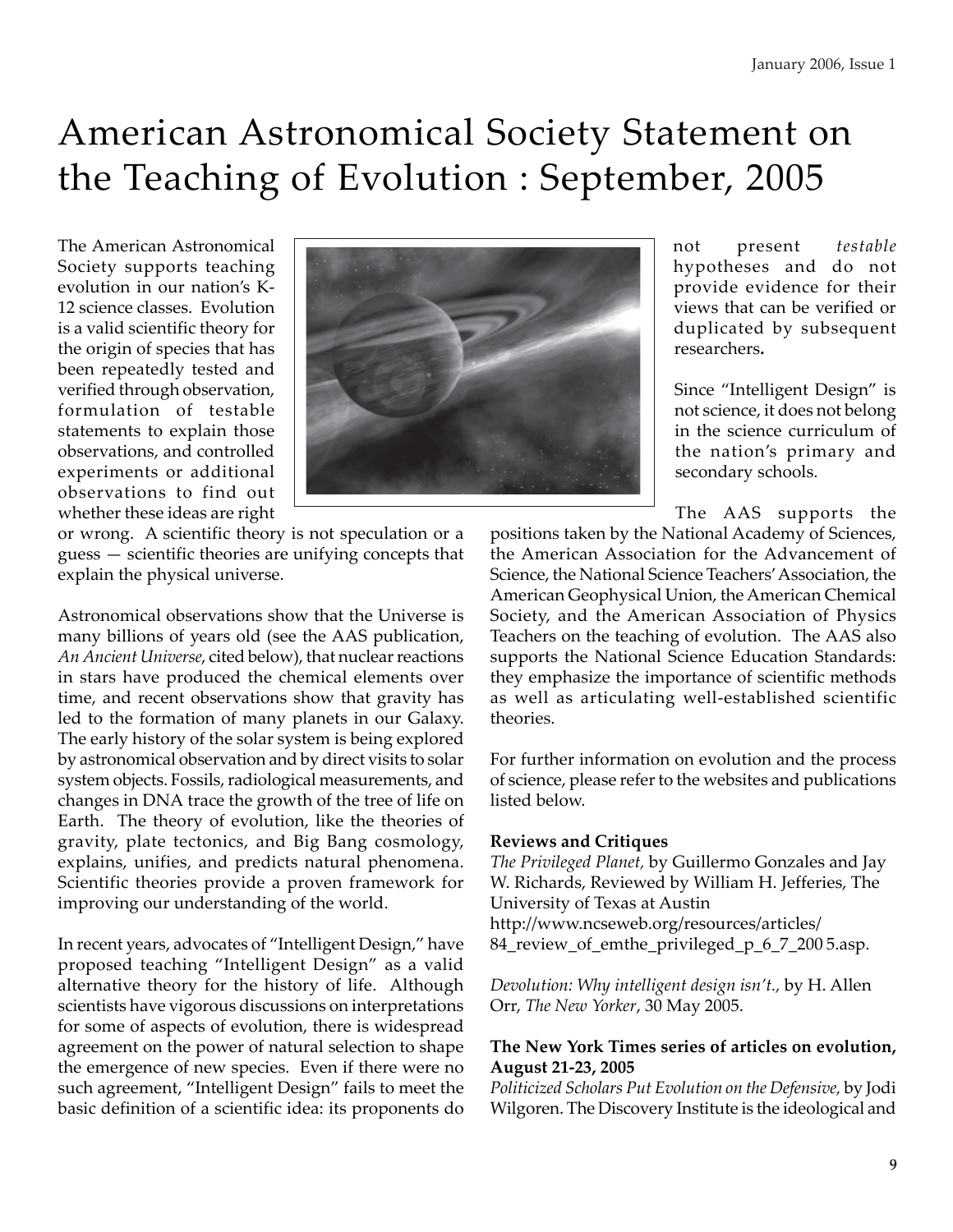# American Astronomical Society Statement on the Teaching of Evolution : September, 2005

The American Astronomical Society supports teaching evolution in our nation's K-12 science classes. Evolution is a valid scientific theory for the origin of species that has been repeatedly tested and verified through observation, formulation of testable statements to explain those observations, and controlled experiments or additional observations to find out whether these ideas are right or wrong. A scientific theory is not speculation or a guess — scientific theories are unifying concepts that explain the physical universe.

Astronomical observations show that the Universe is many billions of years old (see the AAS publication, *An Ancient Universe*, cited below), that nuclear reactions in stars have produced the chemical elements over time, and recent observations show that gravity has led to the formation of many planets in our Galaxy. The early history of the solar system is being explored by astronomical observation and by direct visits to solar system objects. Fossils, radiological measurements, and changes in DNA trace the growth of the tree of life on Earth. The theory of evolution, like the theories of gravity, plate tectonics, and Big Bang cosmology, explains, unifies, and predicts natural phenomena. Scientific theories provide a proven framework for improving our understanding of the world.

In recent years, advocates of "Intelligent Design," have proposed teaching "Intelligent Design" as a valid alternative theory for the history of life. Although scientists have vigorous discussions on interpretations for some of aspects of evolution, there is widespread agreement on the power of natural selection to shape the emergence of new species. Even if there were no such agreement, "Intelligent Design" fails to meet the basic definition of a scientific idea: its proponents do not present *testable* hypotheses and do not provide evidence for their views that can be verified or duplicated by subsequent researchers**.**

Since "Intelligent Design" is not science, it does not belong in the science curriculum of the nation's primary and secondary schools.

The AAS supports the positions taken by the National Academy of Sciences, the American Association for the Advancement of Science, the National Science Teachers' Association, the American Geophysical Union, the American Chemical Society, and the American Association of Physics Teachers on the teaching of evolution. The AAS also supports the National Science Education Standards: they emphasize the importance of scientific methods as well as articulating well-established scientific theories.

For further information on evolution and the process of science, please refer to the websites and publications listed below.

**Reviews and Critiques**

*The Privileged Planet,* by Guillermo Gonzales and Jay W. Richards, Reviewed by William H. Jefferies, The University of Texas at Austin http://www.ncseweb.org/resources/articles/84_review_of_emthe_privileged_p_6_7_200 5.asp.

*Devolution: Why intelligent design isn't.,* by H. Allen Orr, *The New Yorker*, 30 May 2005.

**The New York Times series of articles on evolution, August 21-23, 2005**

*Politicized Scholars Put Evolution on the Defensive,* by Jodi Wilgoren. The Discovery Institute is the ideological and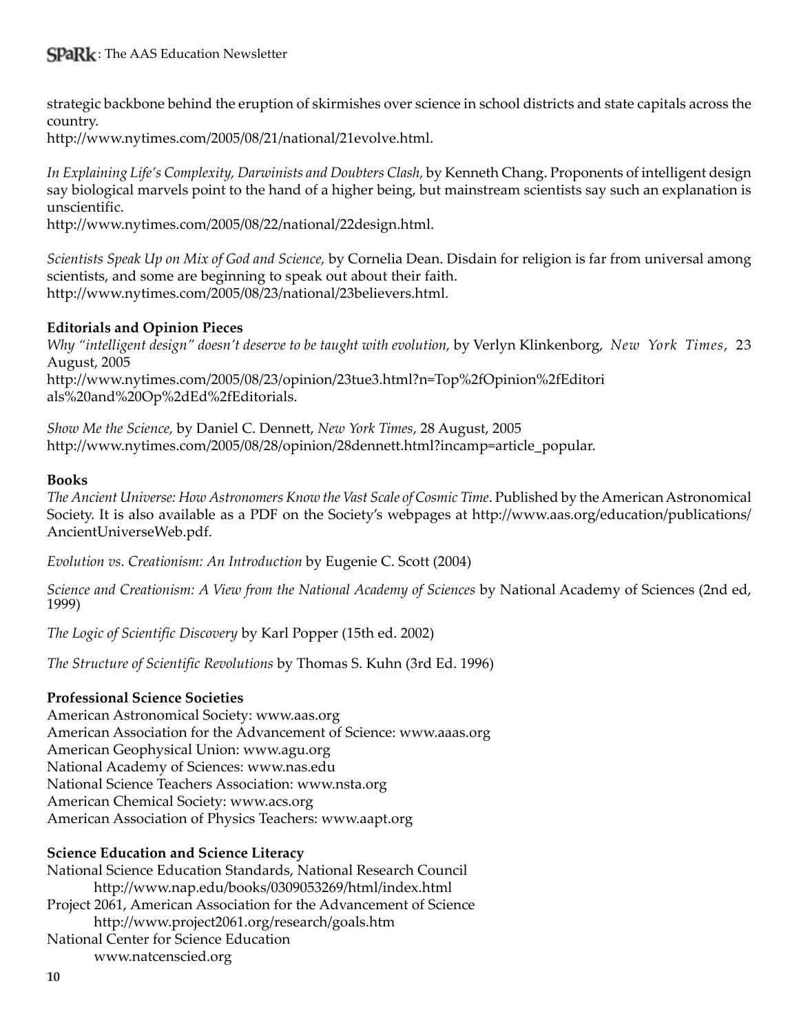strategic backbone behind the eruption of skirmishes over science in school districts and state capitals across the country.
http://www.nytimes.com/2005/08/21/national/21evolve.html.

*In Explaining Life's Complexity, Darwinists and Doubters Clash,* by Kenneth Chang. Proponents of intelligent design say biological marvels point to the hand of a higher being, but mainstream scientists say such an explanation is unscientific.
http://www.nytimes.com/2005/08/22/national/22design.html.

*Scientists Speak Up on Mix of God and Science,* by Cornelia Dean. Disdain for religion is far from universal among scientists, and some are beginning to speak out about their faith.
http://www.nytimes.com/2005/08/23/national/23believers.html.

**Editorials and Opinion Pieces**
*Why "intelligent design" doesn't deserve to be taught with evolution,* by Verlyn Klinkenborg, *New York Times*, 23 August, 2005
http://www.nytimes.com/2005/08/23/opinion/23tue3.html?n=Top%2fOpinion%2fEditorials%20and%20Op%2dEd%2fEditorials.

*Show Me the Science,* by Daniel C. Dennett, *New York Times*, 28 August, 2005
http://www.nytimes.com/2005/08/28/opinion/28dennett.html?incamp=article_popular.

**Books**
*The Ancient Universe: How Astronomers Know the Vast Scale of Cosmic Time*. Published by the American Astronomical Society. It is also available as a PDF on the Society's webpages at http://www.aas.org/education/publications/AncientUniverseWeb.pdf.

*Evolution vs. Creationism: An Introduction* by Eugenie C. Scott (2004)

*Science and Creationism: A View from the National Academy of Sciences* by National Academy of Sciences (2nd ed, 1999)

*The Logic of Scientific Discovery* by Karl Popper (15th ed. 2002)

*The Structure of Scientific Revolutions* by Thomas S. Kuhn (3rd Ed. 1996)

**Professional Science Societies**
American Astronomical Society: www.aas.org
American Association for the Advancement of Science: www.aaas.org
American Geophysical Union: www.agu.org
National Academy of Sciences: www.nas.edu
National Science Teachers Association: www.nsta.org
American Chemical Society: www.acs.org
American Association of Physics Teachers: www.aapt.org

**Science Education and Science Literacy**
National Science Education Standards, National Research Council
http://www.nap.edu/books/0309053269/html/index.html
Project 2061, American Association for the Advancement of Science
http://www.project2061.org/research/goals.htm
National Center for Science Education
www.natcenscied.org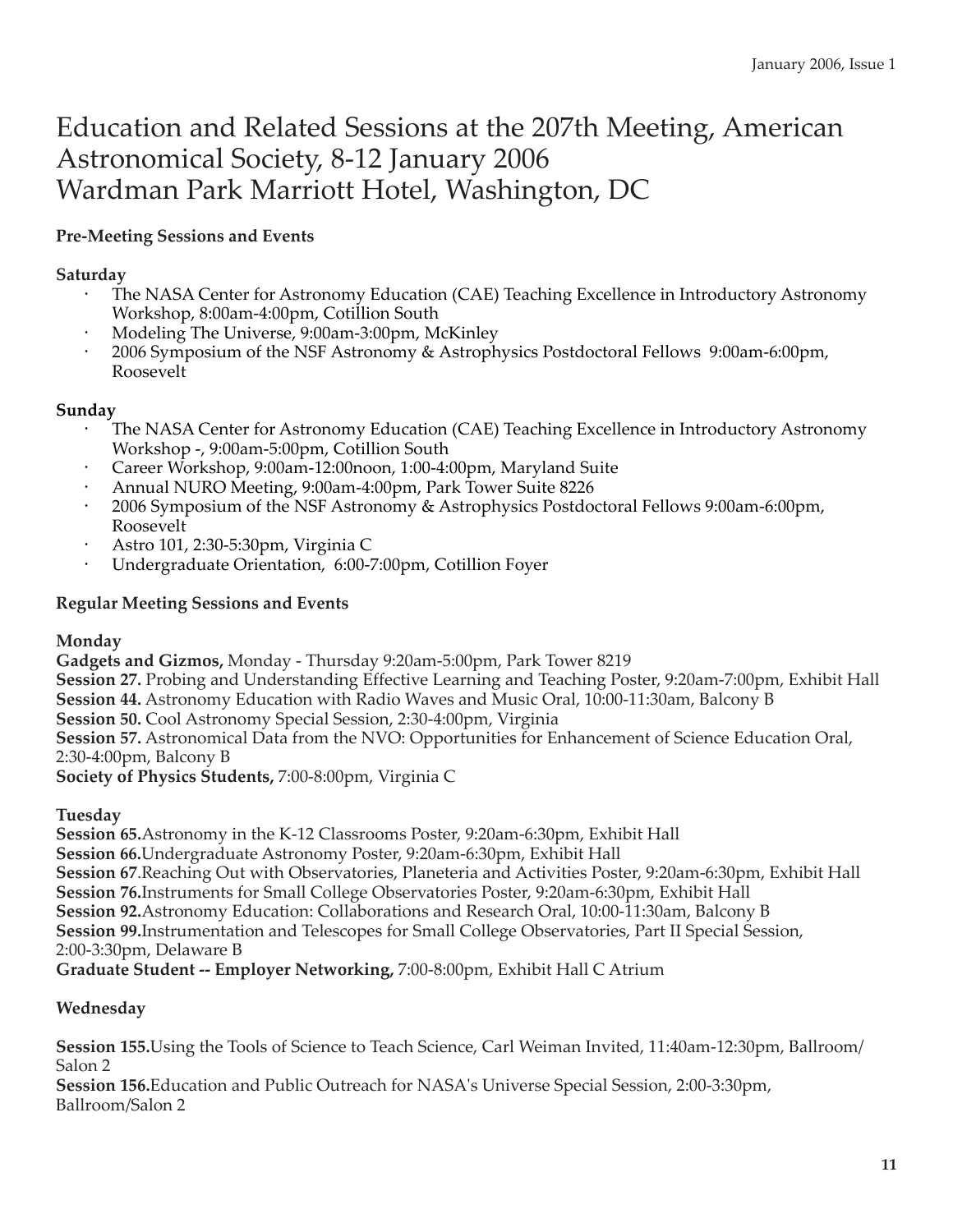# Education and Related Sessions at the 207th Meeting, American Astronomical Society, 8-12 January 2006
# Wardman Park Marriott Hotel, Washington, DC

**Pre-Meeting Sessions and Events**

**Saturday**

- The NASA Center for Astronomy Education (CAE) Teaching Excellence in Introductory Astronomy Workshop, 8:00am-4:00pm, Cotillion South
- Modeling The Universe, 9:00am-3:00pm, McKinley
- 2006 Symposium of the NSF Astronomy & Astrophysics Postdoctoral Fellows 9:00am-6:00pm, Roosevelt

**Sunday**

- The NASA Center for Astronomy Education (CAE) Teaching Excellence in Introductory Astronomy Workshop -, 9:00am-5:00pm, Cotillion South
- Career Workshop, 9:00am-12:00noon, 1:00-4:00pm, Maryland Suite
- Annual NURO Meeting, 9:00am-4:00pm, Park Tower Suite 8226
- 2006 Symposium of the NSF Astronomy & Astrophysics Postdoctoral Fellows 9:00am-6:00pm, Roosevelt
- Astro 101, 2:30-5:30pm, Virginia C
- Undergraduate Orientation, 6:00-7:00pm, Cotillion Foyer

**Regular Meeting Sessions and Events**

**Monday**

**Gadgets and Gizmos,** Monday - Thursday 9:20am-5:00pm, Park Tower 8219
**Session 27.** Probing and Understanding Effective Learning and Teaching Poster, 9:20am-7:00pm, Exhibit Hall
**Session 44.** Astronomy Education with Radio Waves and Music Oral, 10:00-11:30am, Balcony B
**Session 50.** Cool Astronomy Special Session, 2:30-4:00pm, Virginia
**Session 57.** Astronomical Data from the NVO: Opportunities for Enhancement of Science Education Oral, 2:30-4:00pm, Balcony B
**Society of Physics Students,** 7:00-8:00pm, Virginia C

**Tuesday**

**Session 65.**Astronomy in the K-12 Classrooms Poster, 9:20am-6:30pm, Exhibit Hall
**Session 66.**Undergraduate Astronomy Poster, 9:20am-6:30pm, Exhibit Hall
**Session 67**.Reaching Out with Observatories, Planeteria and Activities Poster, 9:20am-6:30pm, Exhibit Hall
**Session 76.**Instruments for Small College Observatories Poster, 9:20am-6:30pm, Exhibit Hall
**Session 92.**Astronomy Education: Collaborations and Research Oral, 10:00-11:30am, Balcony B
**Session 99.**Instrumentation and Telescopes for Small College Observatories, Part II Special Session, 2:00-3:30pm, Delaware B
**Graduate Student -- Employer Networking,** 7:00-8:00pm, Exhibit Hall C Atrium

**Wednesday**

**Session 155.**Using the Tools of Science to Teach Science, Carl Weiman Invited, 11:40am-12:30pm, Ballroom/Salon 2
**Session 156.**Education and Public Outreach for NASA's Universe Special Session, 2:00-3:30pm, Ballroom/Salon 2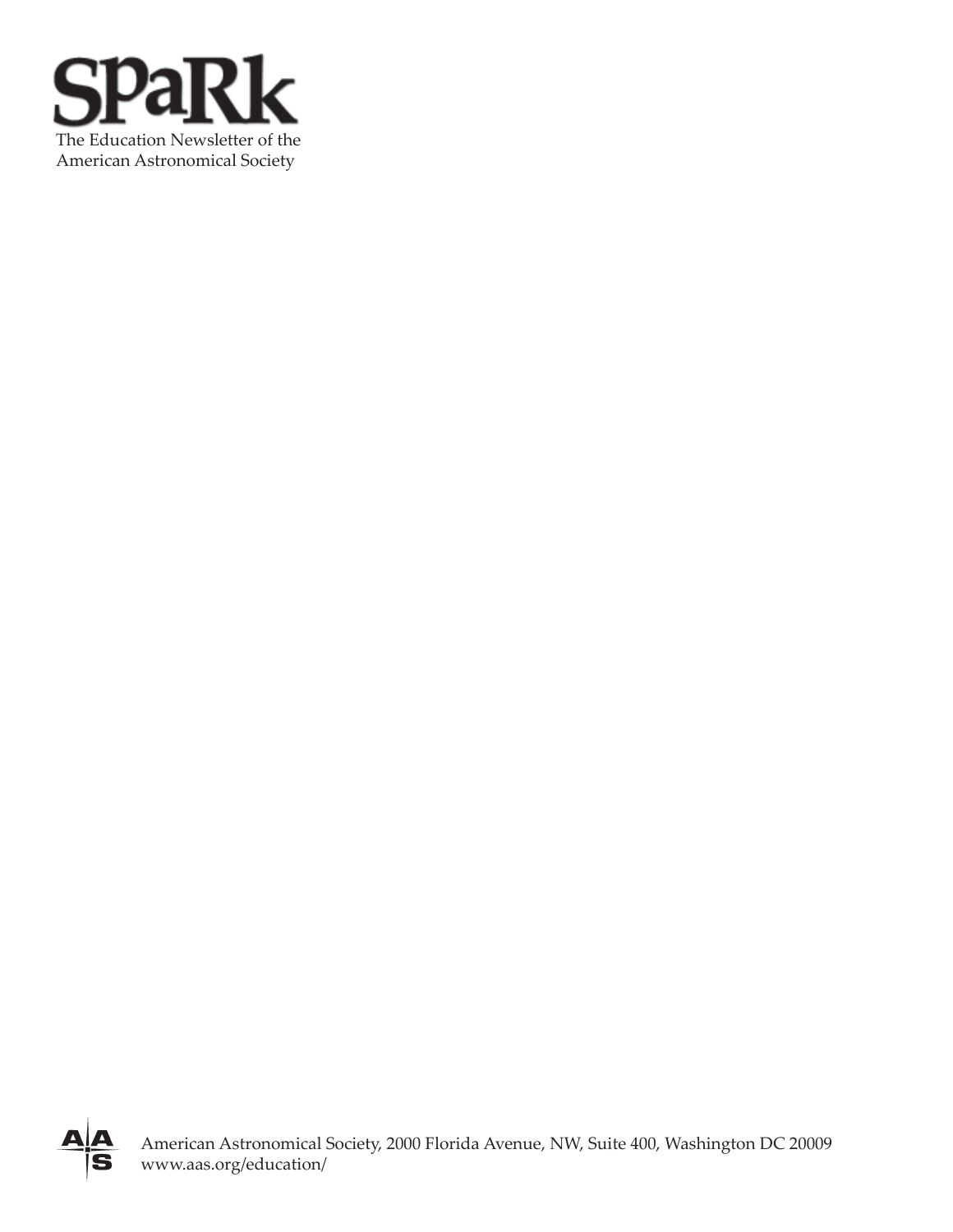# SPaRK

The Education Newsletter of the
American Astronomical Society

American Astronomical Society, 2000 Florida Avenue, NW, Suite 400, Washington DC 20009
www.aas.org/education/